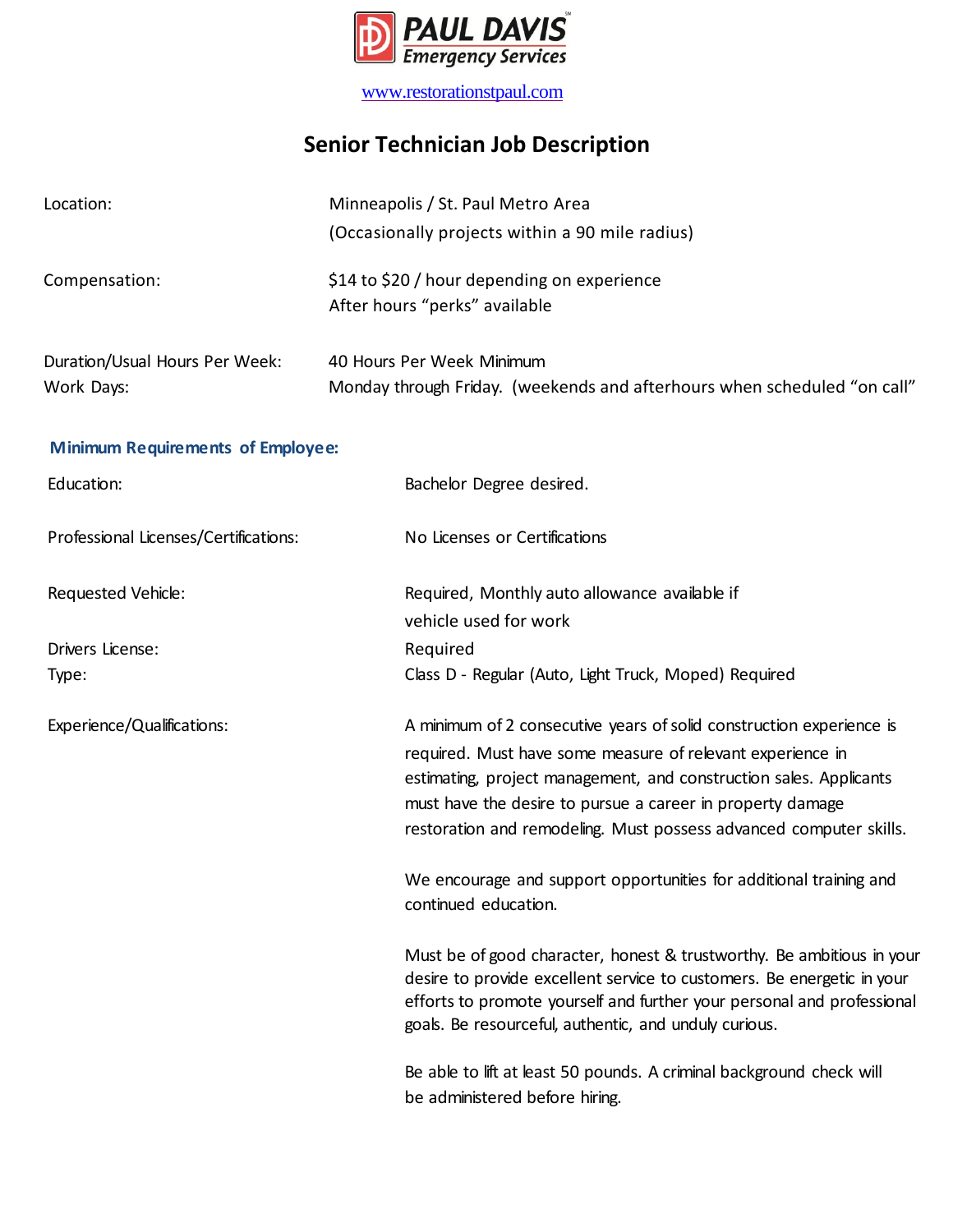PAUL DAVIS
Emergency Services

www.restorationstpaul.com

# Senior Technician Job Description

| | |
|---|---|
| Location: | Minneapolis / St. Paul Metro Area<br>(Occasionally projects within a 90 mile radius) |
| Compensation: | $14 to $20 / hour depending on experience<br>After hours "perks" available |
| Duration/Usual Hours Per Week: | 40 Hours Per Week Minimum |
| Work Days: | Monday through Friday. (weekends and afterhours when scheduled "on call" |

## Minimum Requirements of Employee:

| | |
|---|---|
| Education: | Bachelor Degree desired. |
| Professional Licenses/Certifications: | No Licenses or Certifications |
| Requested Vehicle: | Required, Monthly auto allowance available if vehicle used for work |
| Drivers License: | Required |
| Type: | Class D - Regular (Auto, Light Truck, Moped) Required |
| Experience/Qualifications: | A minimum of 2 consecutive years of solid construction experience is required. Must have some measure of relevant experience in estimating, project management, and construction sales. Applicants must have the desire to pursue a career in property damage restoration and remodeling. Must possess advanced computer skills. |

We encourage and support opportunities for additional training and continued education.

Must be of good character, honest & trustworthy. Be ambitious in your desire to provide excellent service to customers. Be energetic in your efforts to promote yourself and further your personal and professional goals. Be resourceful, authentic, and unduly curious.

Be able to lift at least 50 pounds. A criminal background check will be administered before hiring.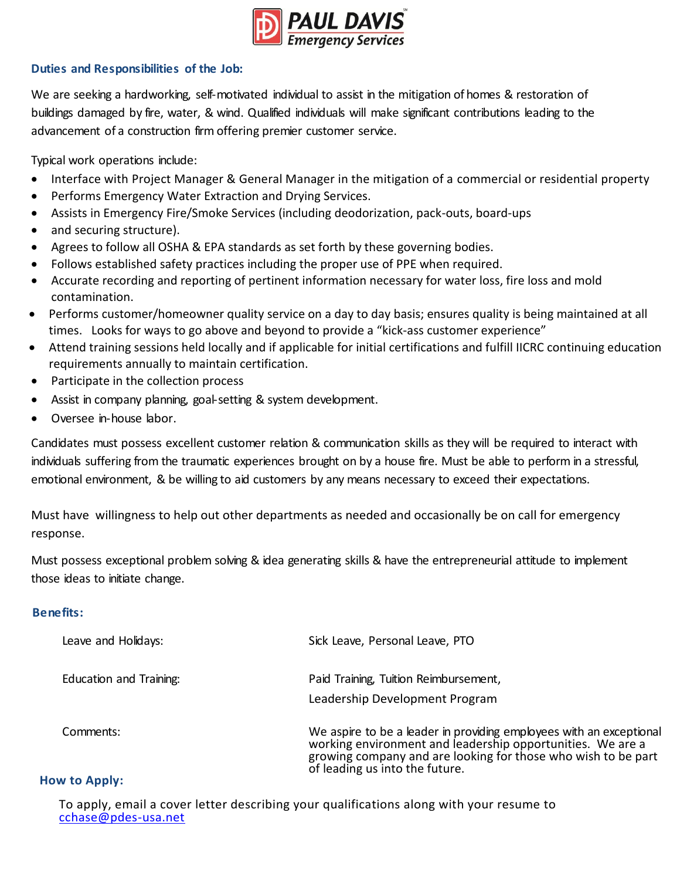PAUL DAVIS Emergency Services

## Duties and Responsibilities of the Job:

We are seeking a hardworking, self-motivated individual to assist in the mitigation of homes & restoration of buildings damaged by fire, water, & wind. Qualified individuals will make significant contributions leading to the advancement of a construction firm offering premier customer service.

Typical work operations include:

- Interface with Project Manager & General Manager in the mitigation of a commercial or residential property
- Performs Emergency Water Extraction and Drying Services.
- Assists in Emergency Fire/Smoke Services (including deodorization, pack-outs, board-ups
- and securing structure).
- Agrees to follow all OSHA & EPA standards as set forth by these governing bodies.
- Follows established safety practices including the proper use of PPE when required.
- Accurate recording and reporting of pertinent information necessary for water loss, fire loss and mold contamination.
- Performs customer/homeowner quality service on a day to day basis; ensures quality is being maintained at all times. Looks for ways to go above and beyond to provide a "kick-ass customer experience"
- Attend training sessions held locally and if applicable for initial certifications and fulfill IICRC continuing education requirements annually to maintain certification.
- Participate in the collection process
- Assist in company planning, goal-setting & system development.
- Oversee in-house labor.

Candidates must possess excellent customer relation & communication skills as they will be required to interact with individuals suffering from the traumatic experiences brought on by a house fire. Must be able to perform in a stressful, emotional environment, & be willing to aid customers by any means necessary to exceed their expectations.

Must have willingness to help out other departments as needed and occasionally be on call for emergency response.

Must possess exceptional problem solving & idea generating skills & have the entrepreneurial attitude to implement those ideas to initiate change.

## Benefits:

| | |
|---|---|
| Leave and Holidays: | Sick Leave, Personal Leave, PTO |
| Education and Training: | Paid Training, Tuition Reimbursement, Leadership Development Program |
| Comments: | We aspire to be a leader in providing employees with an exceptional working environment and leadership opportunities. We are a growing company and are looking for those who wish to be part of leading us into the future. |

## How to Apply:

To apply, email a cover letter describing your qualifications along with your resume to cchase@pdes-usa.net